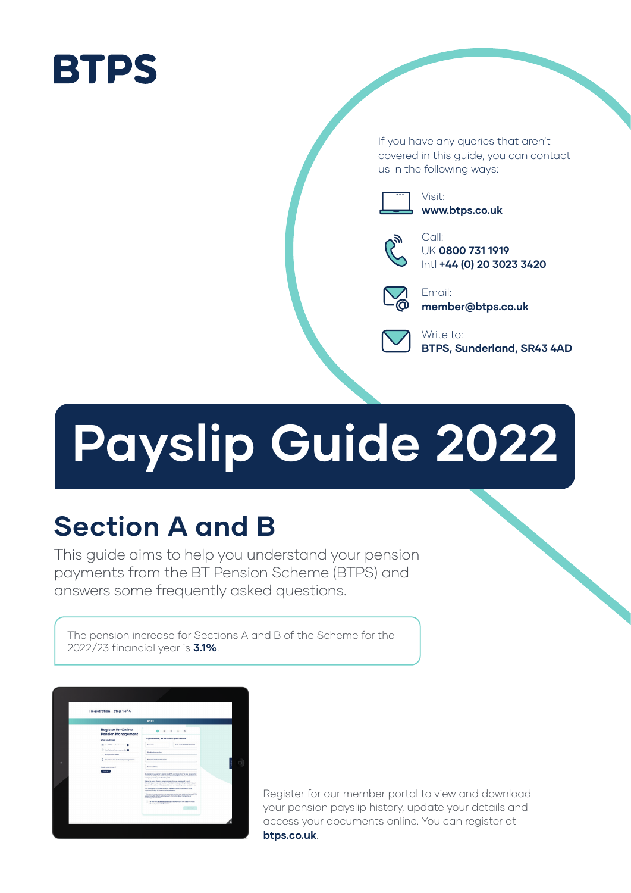# BTPS

If you have any queries that aren't covered in this guide, you can contact us in the following ways:

Visit:
**www.btps.co.uk**

Call:
UK **0800 731 1919**
Intl **+44 (0) 20 3023 3420**

Email:
**member@btps.co.uk**

Write to:
**BTPS, Sunderland, SR43 4AD**

# Payslip Guide 2022

## Section A and B

This guide aims to help you understand your pension payments from the BT Pension Scheme (BTPS) and answers some frequently asked questions.

The pension increase for Sections A and B of the Scheme for the 2022/23 financial year is **3.1%**.

Register for our member portal to view and download your pension payslip history, update your details and access your documents online. You can register at **btps.co.uk**.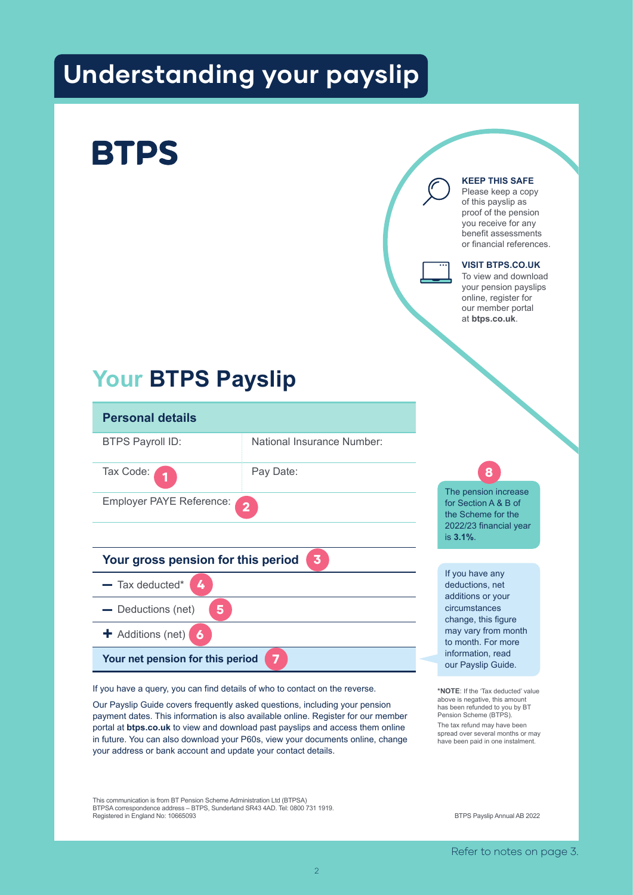# Understanding your payslip

## BTPS

**KEEP THIS SAFE**
Please keep a copy of this payslip as proof of the pension you receive for any benefit assessments or financial references.

**VISIT BTPS.CO.UK**
To view and download your pension payslips online, register for our member portal at **btps.co.uk**.

## Your BTPS Payslip

| Personal details | |
|---|---|
| BTPS Payroll ID: | National Insurance Number: |
| Tax Code: 1 | Pay Date: |
| Employer PAYE Reference: 2 | |

| |
|---|
| **Your gross pension for this period** 3 |
| – Tax deducted* 4 |
| – Deductions (net) 5 |
| + Additions (net) 6 |
| **Your net pension for this period** 7 |

8 The pension increase for Section A & B of the Scheme for the 2022/23 financial year is **3.1%**.

If you have any deductions, net additions or your circumstances change, this figure may vary from month to month. For more information, read our Payslip Guide.

***NOTE**: If the 'Tax deducted' value above is negative, this amount has been refunded to you by BT Pension Scheme (BTPS).
The tax refund may have been spread over several months or may have been paid in one instalment.

If you have a query, you can find details of who to contact on the reverse.

Our Payslip Guide covers frequently asked questions, including your pension payment dates. This information is also available online. Register for our member portal at **btps.co.uk** to view and download past payslips and access them online in future. You can also download your P60s, view your documents online, change your address or bank account and update your contact details.

This communication is from BT Pension Scheme Administration Ltd (BTPSA)
BTPSA correspondence address – BTPS, Sunderland SR43 4AD. Tel: 0800 731 1919.
Registered in England No: 10665093

BTPS Payslip Annual AB 2022

Refer to notes on page 3.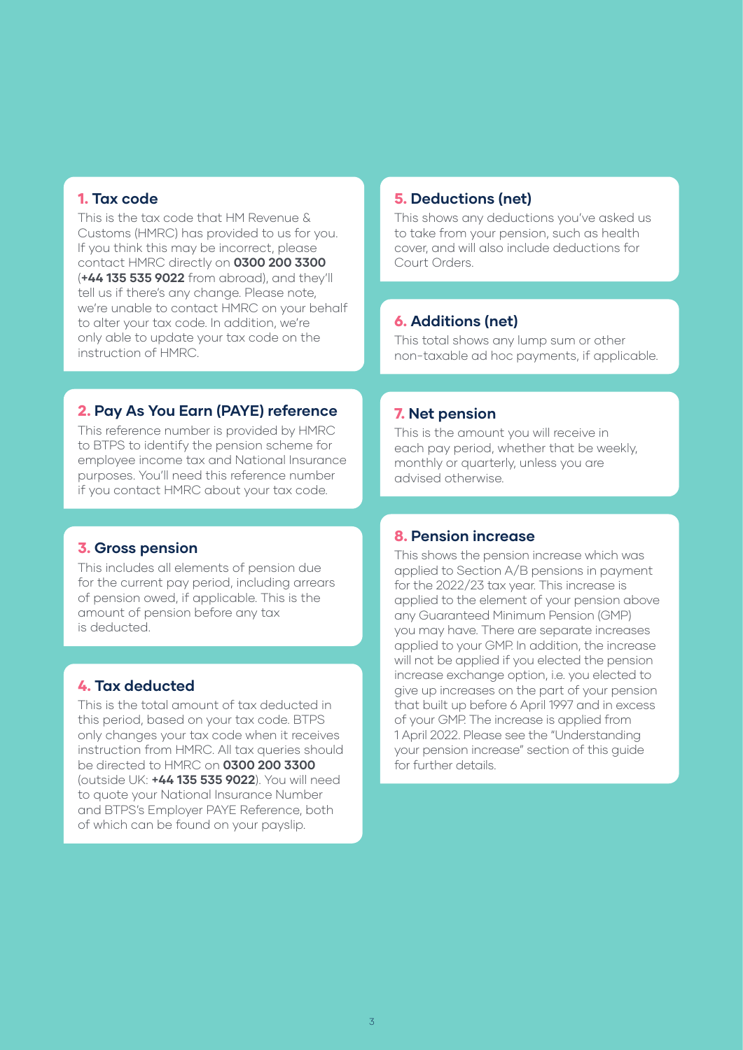### 1. Tax code

This is the tax code that HM Revenue & Customs (HMRC) has provided to us for you. If you think this may be incorrect, please contact HMRC directly on **0300 200 3300** (**+44 135 535 9022** from abroad), and they'll tell us if there's any change. Please note, we're unable to contact HMRC on your behalf to alter your tax code. In addition, we're only able to update your tax code on the instruction of HMRC.

### 2. Pay As You Earn (PAYE) reference

This reference number is provided by HMRC to BTPS to identify the pension scheme for employee income tax and National Insurance purposes. You'll need this reference number if you contact HMRC about your tax code.

### 3. Gross pension

This includes all elements of pension due for the current pay period, including arrears of pension owed, if applicable. This is the amount of pension before any tax is deducted.

### 4. Tax deducted

This is the total amount of tax deducted in this period, based on your tax code. BTPS only changes your tax code when it receives instruction from HMRC. All tax queries should be directed to HMRC on **0300 200 3300** (outside UK: **+44 135 535 9022**). You will need to quote your National Insurance Number and BTPS's Employer PAYE Reference, both of which can be found on your payslip.

### 5. Deductions (net)

This shows any deductions you've asked us to take from your pension, such as health cover, and will also include deductions for Court Orders.

### 6. Additions (net)

This total shows any lump sum or other non-taxable ad hoc payments, if applicable.

### 7. Net pension

This is the amount you will receive in each pay period, whether that be weekly, monthly or quarterly, unless you are advised otherwise.

### 8. Pension increase

This shows the pension increase which was applied to Section A/B pensions in payment for the 2022/23 tax year. This increase is applied to the element of your pension above any Guaranteed Minimum Pension (GMP) you may have. There are separate increases applied to your GMP. In addition, the increase will not be applied if you elected the pension increase exchange option, i.e. you elected to give up increases on the part of your pension that built up before 6 April 1997 and in excess of your GMP. The increase is applied from 1 April 2022. Please see the "Understanding your pension increase" section of this guide for further details.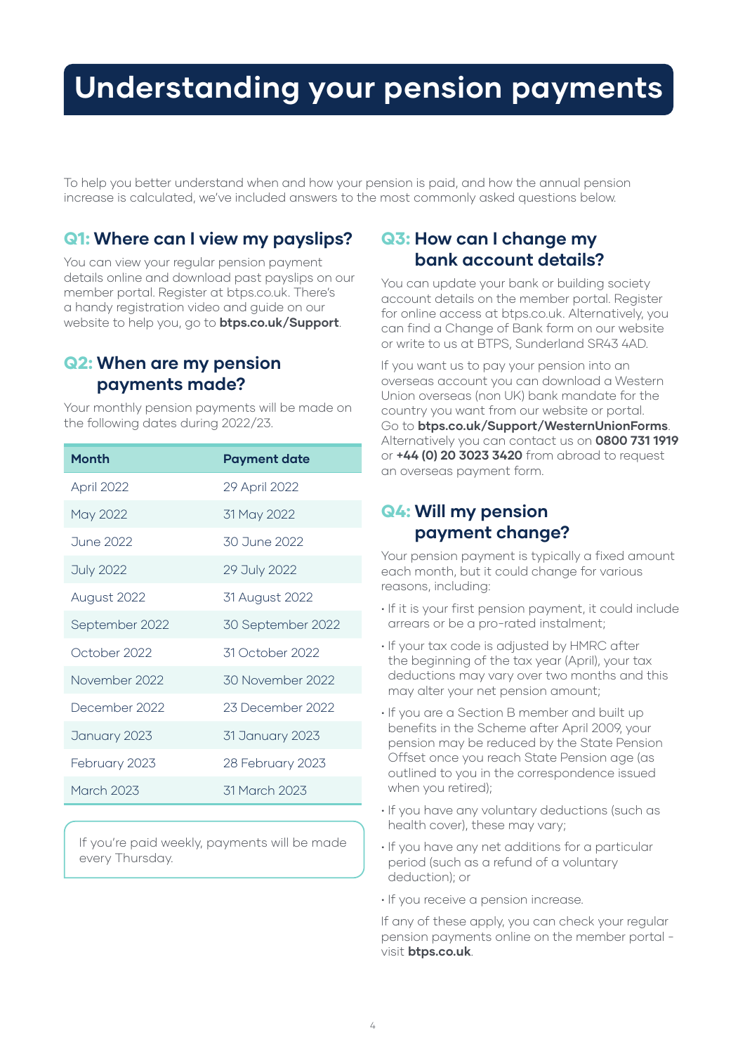# Understanding your pension payments

To help you better understand when and how your pension is paid, and how the annual pension increase is calculated, we've included answers to the most commonly asked questions below.

## Q1: Where can I view my payslips?

You can view your regular pension payment details online and download past payslips on our member portal. Register at btps.co.uk. There's a handy registration video and guide on our website to help you, go to **btps.co.uk/Support**.

## Q2: When are my pension payments made?

Your monthly pension payments will be made on the following dates during 2022/23.

| Month | Payment date |
|---|---|
| April 2022 | 29 April 2022 |
| May 2022 | 31 May 2022 |
| June 2022 | 30 June 2022 |
| July 2022 | 29 July 2022 |
| August 2022 | 31 August 2022 |
| September 2022 | 30 September 2022 |
| October 2022 | 31 October 2022 |
| November 2022 | 30 November 2022 |
| December 2022 | 23 December 2022 |
| January 2023 | 31 January 2023 |
| February 2023 | 28 February 2023 |
| March 2023 | 31 March 2023 |

If you're paid weekly, payments will be made every Thursday.

## Q3: How can I change my bank account details?

You can update your bank or building society account details on the member portal. Register for online access at btps.co.uk. Alternatively, you can find a Change of Bank form on our website or write to us at BTPS, Sunderland SR43 4AD.

If you want us to pay your pension into an overseas account you can download a Western Union overseas (non UK) bank mandate for the country you want from our website or portal. Go to **btps.co.uk/Support/WesternUnionForms**. Alternatively you can contact us on **0800 731 1919** or **+44 (0) 20 3023 3420** from abroad to request an overseas payment form.

## Q4: Will my pension payment change?

Your pension payment is typically a fixed amount each month, but it could change for various reasons, including:

- If it is your first pension payment, it could include arrears or be a pro-rated instalment;
- If your tax code is adjusted by HMRC after the beginning of the tax year (April), your tax deductions may vary over two months and this may alter your net pension amount;
- If you are a Section B member and built up benefits in the Scheme after April 2009, your pension may be reduced by the State Pension Offset once you reach State Pension age (as outlined to you in the correspondence issued when you retired);
- If you have any voluntary deductions (such as health cover), these may vary;
- If you have any net additions for a particular period (such as a refund of a voluntary deduction); or
- If you receive a pension increase.

If any of these apply, you can check your regular pension payments online on the member portal - visit **btps.co.uk**.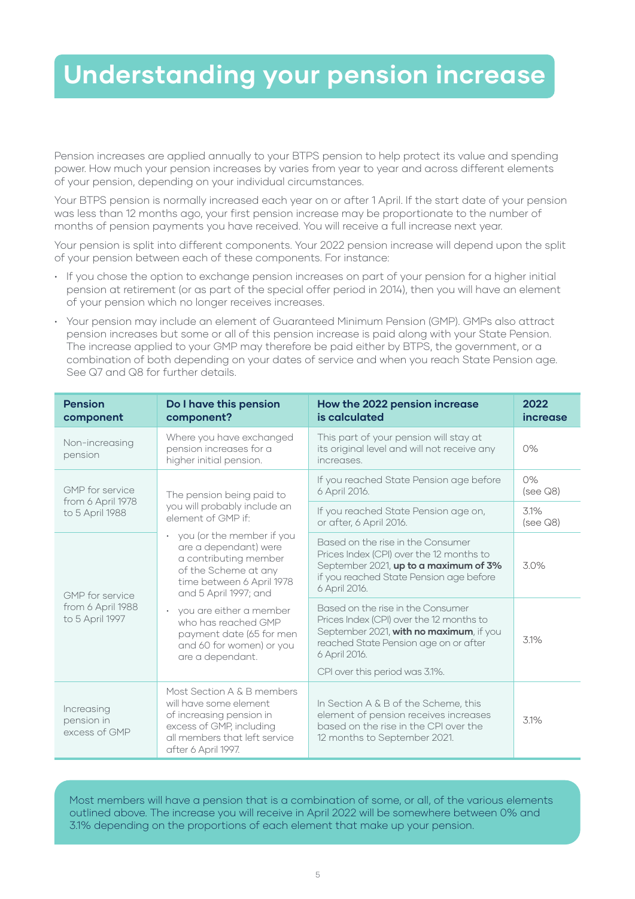# Understanding your pension increase

Pension increases are applied annually to your BTPS pension to help protect its value and spending power. How much your pension increases by varies from year to year and across different elements of your pension, depending on your individual circumstances.

Your BTPS pension is normally increased each year on or after 1 April. If the start date of your pension was less than 12 months ago, your first pension increase may be proportionate to the number of months of pension payments you have received. You will receive a full increase next year.

Your pension is split into different components. Your 2022 pension increase will depend upon the split of your pension between each of these components. For instance:

- If you chose the option to exchange pension increases on part of your pension for a higher initial pension at retirement (or as part of the special offer period in 2014), then you will have an element of your pension which no longer receives increases.
- Your pension may include an element of Guaranteed Minimum Pension (GMP). GMPs also attract pension increases but some or all of this pension increase is paid along with your State Pension. The increase applied to your GMP may therefore be paid either by BTPS, the government, or a combination of both depending on your dates of service and when you reach State Pension age. See Q7 and Q8 for further details.

| Pension component | Do I have this pension component? | How the 2022 pension increase is calculated | 2022 increase |
|---|---|---|---|
| Non-increasing pension | Where you have exchanged pension increases for a higher initial pension. | This part of your pension will stay at its original level and will not receive any increases. | 0% |
| GMP for service from 6 April 1978 to 5 April 1988 | The pension being paid to you will probably include an element of GMP if: • you (or the member if you are a dependant) were a contributing member of the Scheme at any time between 6 April 1978 and 5 April 1997; and • you are either a member who has reached GMP payment date (65 for men and 60 for women) or you are a dependant. | If you reached State Pension age before 6 April 2016. | 0% (see Q8) |
| | | If you reached State Pension age on, or after, 6 April 2016. | 3.1% (see Q8) |
| GMP for service from 6 April 1988 to 5 April 1997 | | Based on the rise in the Consumer Prices Index (CPI) over the 12 months to September 2021, **up to a maximum of 3%** if you reached State Pension age before 6 April 2016. | 3.0% |
| | | Based on the rise in the Consumer Prices Index (CPI) over the 12 months to September 2021, **with no maximum**, if you reached State Pension age on or after 6 April 2016. CPI over this period was 3.1%. | 3.1% |
| Increasing pension in excess of GMP | Most Section A & B members will have some element of increasing pension in excess of GMP, including all members that left service after 6 April 1997. | In Section A & B of the Scheme, this element of pension receives increases based on the rise in the CPI over the 12 months to September 2021. | 3.1% |

Most members will have a pension that is a combination of some, or all, of the various elements outlined above. The increase you will receive in April 2022 will be somewhere between 0% and 3.1% depending on the proportions of each element that make up your pension.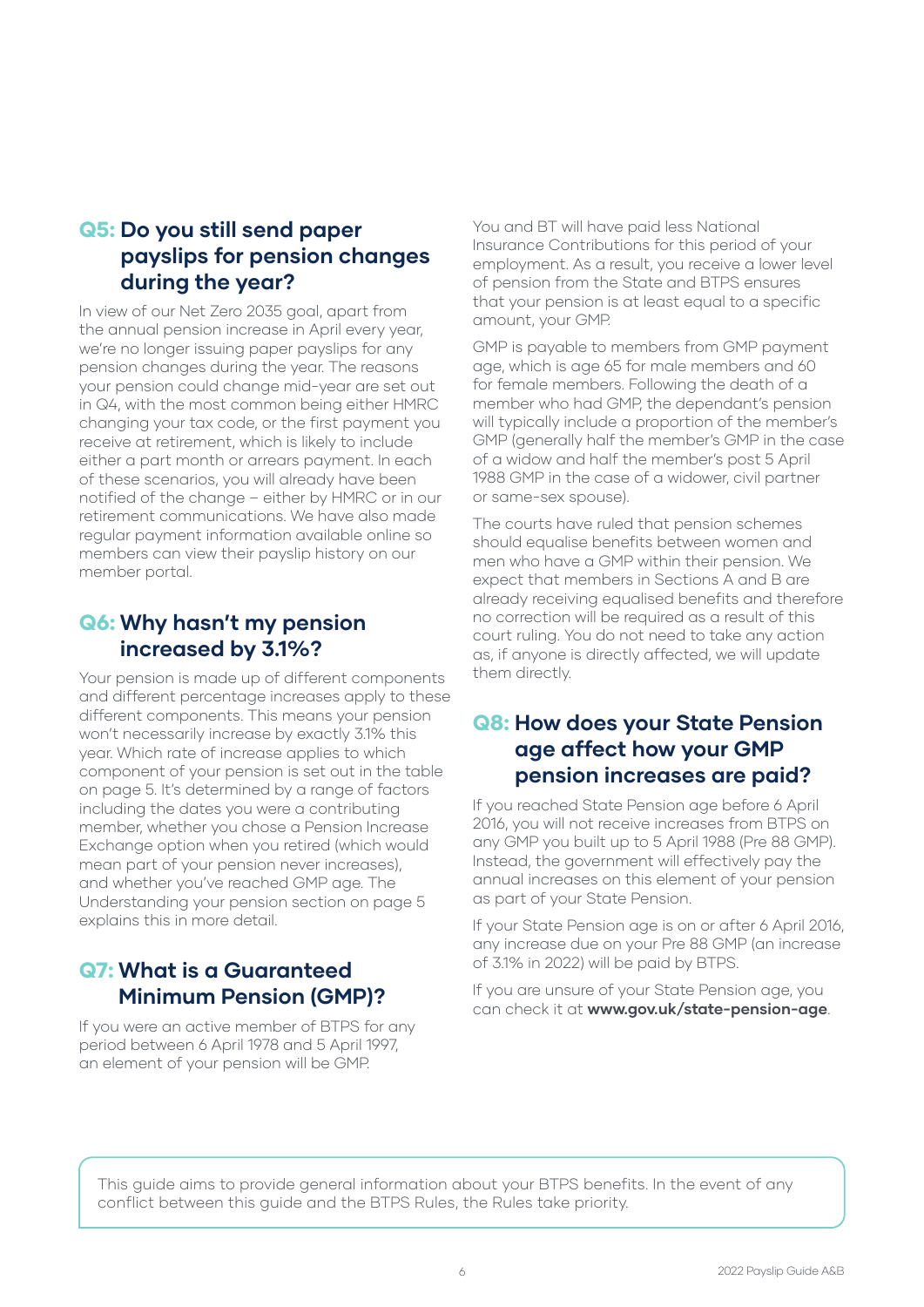## Q5: Do you still send paper payslips for pension changes during the year?

In view of our Net Zero 2035 goal, apart from the annual pension increase in April every year, we're no longer issuing paper payslips for any pension changes during the year. The reasons your pension could change mid-year are set out in Q4, with the most common being either HMRC changing your tax code, or the first payment you receive at retirement, which is likely to include either a part month or arrears payment. In each of these scenarios, you will already have been notified of the change – either by HMRC or in our retirement communications. We have also made regular payment information available online so members can view their payslip history on our member portal.

## Q6: Why hasn't my pension increased by 3.1%?

Your pension is made up of different components and different percentage increases apply to these different components. This means your pension won't necessarily increase by exactly 3.1% this year. Which rate of increase applies to which component of your pension is set out in the table on page 5. It's determined by a range of factors including the dates you were a contributing member, whether you chose a Pension Increase Exchange option when you retired (which would mean part of your pension never increases), and whether you've reached GMP age. The Understanding your pension section on page 5 explains this in more detail.

## Q7: What is a Guaranteed Minimum Pension (GMP)?

If you were an active member of BTPS for any period between 6 April 1978 and 5 April 1997, an element of your pension will be GMP.

You and BT will have paid less National Insurance Contributions for this period of your employment. As a result, you receive a lower level of pension from the State and BTPS ensures that your pension is at least equal to a specific amount, your GMP.

GMP is payable to members from GMP payment age, which is age 65 for male members and 60 for female members. Following the death of a member who had GMP, the dependant's pension will typically include a proportion of the member's GMP (generally half the member's GMP in the case of a widow and half the member's post 5 April 1988 GMP in the case of a widower, civil partner or same-sex spouse).

The courts have ruled that pension schemes should equalise benefits between women and men who have a GMP within their pension. We expect that members in Sections A and B are already receiving equalised benefits and therefore no correction will be required as a result of this court ruling. You do not need to take any action as, if anyone is directly affected, we will update them directly.

## Q8: How does your State Pension age affect how your GMP pension increases are paid?

If you reached State Pension age before 6 April 2016, you will not receive increases from BTPS on any GMP you built up to 5 April 1988 (Pre 88 GMP). Instead, the government will effectively pay the annual increases on this element of your pension as part of your State Pension.

If your State Pension age is on or after 6 April 2016, any increase due on your Pre 88 GMP (an increase of 3.1% in 2022) will be paid by BTPS.

If you are unsure of your State Pension age, you can check it at **www.gov.uk/state-pension-age**.

This guide aims to provide general information about your BTPS benefits. In the event of any conflict between this guide and the BTPS Rules, the Rules take priority.